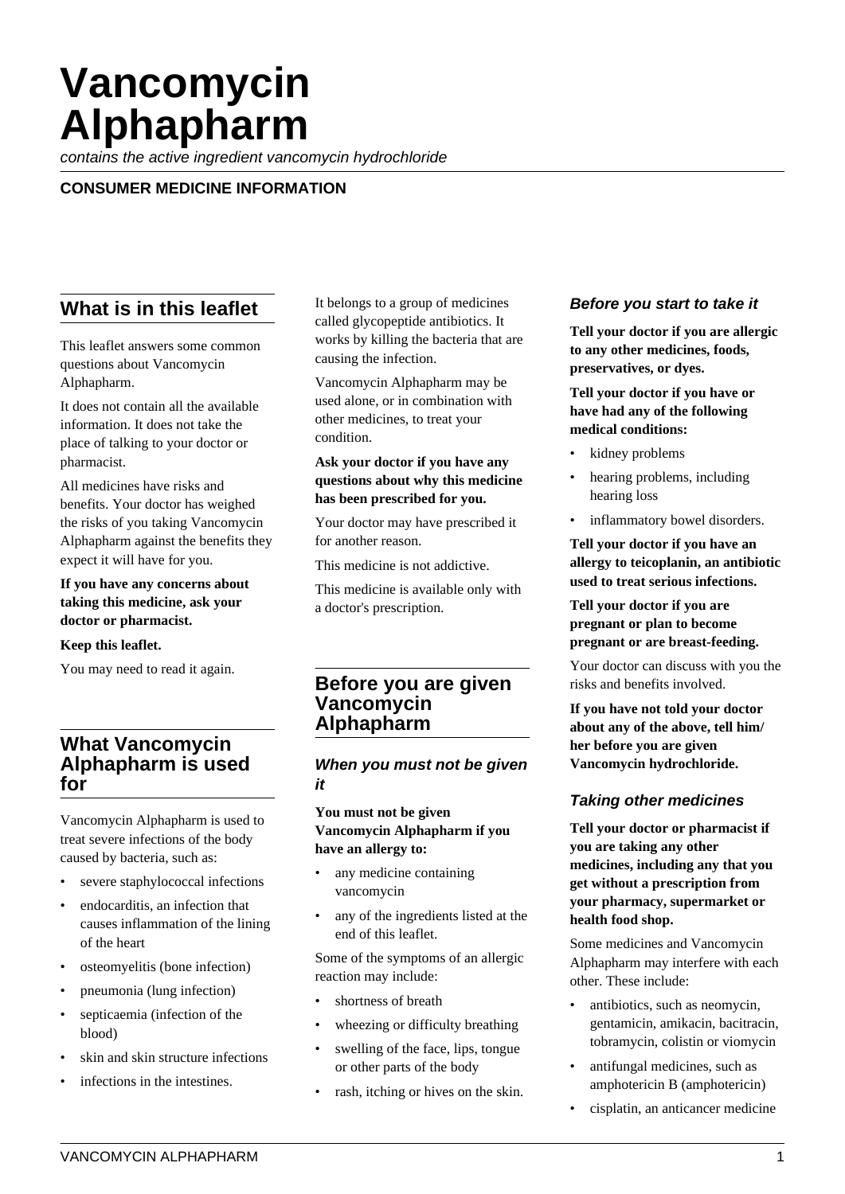# Vancomycin Alphapharm

*contains the active ingredient vancomycin hydrochloride*

**CONSUMER MEDICINE INFORMATION**

## What is in this leaflet

This leaflet answers some common questions about Vancomycin Alphapharm.

It does not contain all the available information. It does not take the place of talking to your doctor or pharmacist.

All medicines have risks and benefits. Your doctor has weighed the risks of you taking Vancomycin Alphapharm against the benefits they expect it will have for you.

**If you have any concerns about taking this medicine, ask your doctor or pharmacist.**

**Keep this leaflet.**

You may need to read it again.

## What Vancomycin Alphapharm is used for

Vancomycin Alphapharm is used to treat severe infections of the body caused by bacteria, such as:

- severe staphylococcal infections
- endocarditis, an infection that causes inflammation of the lining of the heart
- osteomyelitis (bone infection)
- pneumonia (lung infection)
- septicaemia (infection of the blood)
- skin and skin structure infections
- infections in the intestines.

It belongs to a group of medicines called glycopeptide antibiotics. It works by killing the bacteria that are causing the infection.

Vancomycin Alphapharm may be used alone, or in combination with other medicines, to treat your condition.

**Ask your doctor if you have any questions about why this medicine has been prescribed for you.**

Your doctor may have prescribed it for another reason.

This medicine is not addictive.

This medicine is available only with a doctor's prescription.

## Before you are given Vancomycin Alphapharm

### *When you must not be given it*

**You must not be given Vancomycin Alphapharm if you have an allergy to:**

- any medicine containing vancomycin
- any of the ingredients listed at the end of this leaflet.

Some of the symptoms of an allergic reaction may include:

- shortness of breath
- wheezing or difficulty breathing
- swelling of the face, lips, tongue or other parts of the body
- rash, itching or hives on the skin.

### *Before you start to take it*

**Tell your doctor if you are allergic to any other medicines, foods, preservatives, or dyes.**

**Tell your doctor if you have or have had any of the following medical conditions:**

- kidney problems
- hearing problems, including hearing loss
- inflammatory bowel disorders.

**Tell your doctor if you have an allergy to teicoplanin, an antibiotic used to treat serious infections.**

**Tell your doctor if you are pregnant or plan to become pregnant or are breast-feeding.**

Your doctor can discuss with you the risks and benefits involved.

**If you have not told your doctor about any of the above, tell him/ her before you are given Vancomycin hydrochloride.**

### *Taking other medicines*

**Tell your doctor or pharmacist if you are taking any other medicines, including any that you get without a prescription from your pharmacy, supermarket or health food shop.**

Some medicines and Vancomycin Alphapharm may interfere with each other. These include:

- antibiotics, such as neomycin, gentamicin, amikacin, bacitracin, tobramycin, colistin or viomycin
- antifungal medicines, such as amphotericin B (amphotericin)
- cisplatin, an anticancer medicine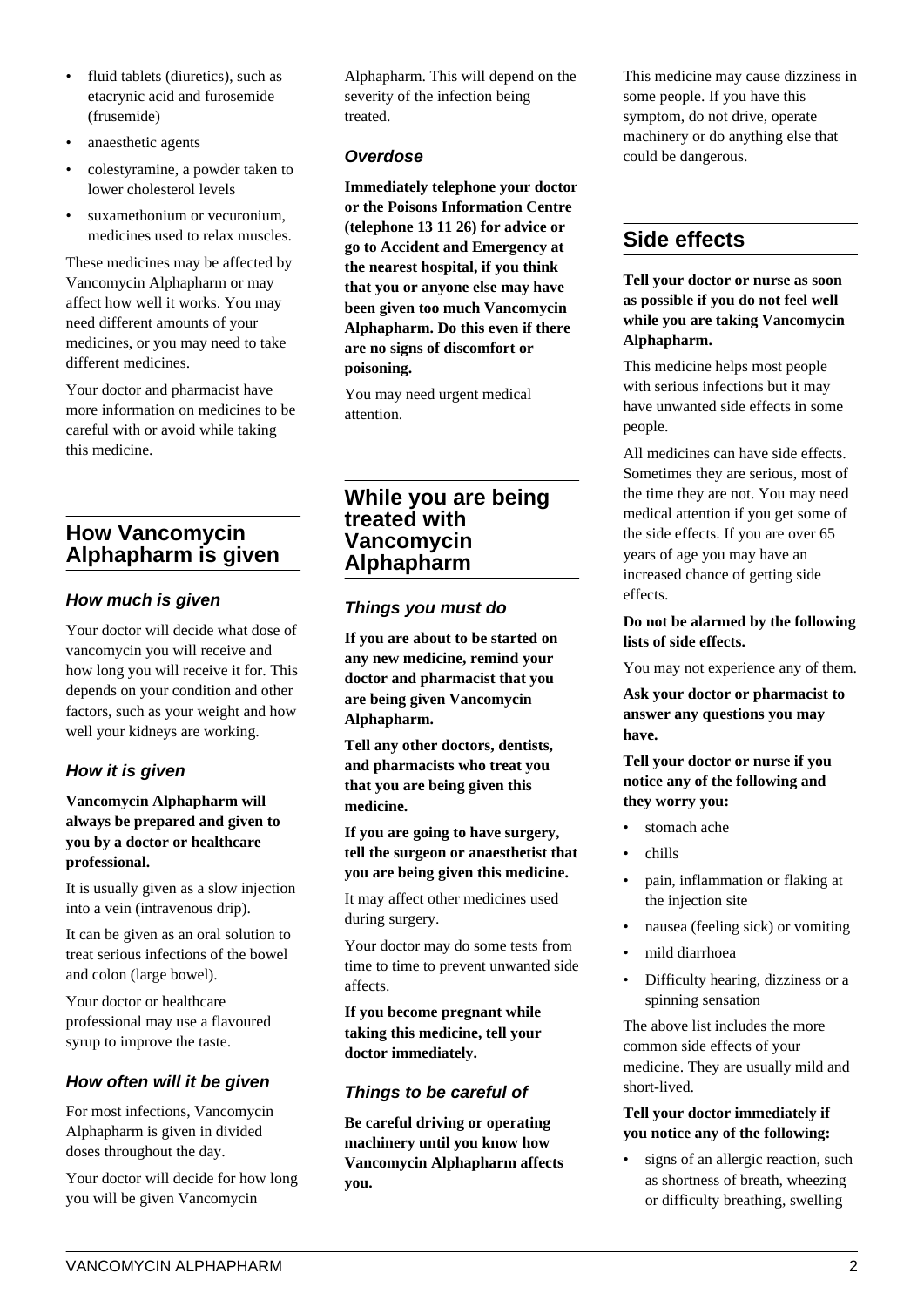- fluid tablets (diuretics), such as etacrynic acid and furosemide (frusemide)
- anaesthetic agents
- colestyramine, a powder taken to lower cholesterol levels
- suxamethonium or vecuronium, medicines used to relax muscles.

These medicines may be affected by Vancomycin Alphapharm or may affect how well it works. You may need different amounts of your medicines, or you may need to take different medicines.

Your doctor and pharmacist have more information on medicines to be careful with or avoid while taking this medicine.

## How Vancomycin Alphapharm is given

### *How much is given*

Your doctor will decide what dose of vancomycin you will receive and how long you will receive it for. This depends on your condition and other factors, such as your weight and how well your kidneys are working.

### *How it is given*

**Vancomycin Alphapharm will always be prepared and given to you by a doctor or healthcare professional.**

It is usually given as a slow injection into a vein (intravenous drip).

It can be given as an oral solution to treat serious infections of the bowel and colon (large bowel).

Your doctor or healthcare professional may use a flavoured syrup to improve the taste.

### *How often will it be given*

For most infections, Vancomycin Alphapharm is given in divided doses throughout the day.

Your doctor will decide for how long you will be given Vancomycin Alphapharm. This will depend on the severity of the infection being treated.

### *Overdose*

**Immediately telephone your doctor or the Poisons Information Centre (telephone 13 11 26) for advice or go to Accident and Emergency at the nearest hospital, if you think that you or anyone else may have been given too much Vancomycin Alphapharm. Do this even if there are no signs of discomfort or poisoning.**

You may need urgent medical attention.

## While you are being treated with Vancomycin Alphapharm

### *Things you must do*

**If you are about to be started on any new medicine, remind your doctor and pharmacist that you are being given Vancomycin Alphapharm.**

**Tell any other doctors, dentists, and pharmacists who treat you that you are being given this medicine.**

**If you are going to have surgery, tell the surgeon or anaesthetist that you are being given this medicine.**

It may affect other medicines used during surgery.

Your doctor may do some tests from time to time to prevent unwanted side affects.

**If you become pregnant while taking this medicine, tell your doctor immediately.**

### *Things to be careful of*

**Be careful driving or operating machinery until you know how Vancomycin Alphapharm affects you.**

This medicine may cause dizziness in some people. If you have this symptom, do not drive, operate machinery or do anything else that could be dangerous.

## Side effects

**Tell your doctor or nurse as soon as possible if you do not feel well while you are taking Vancomycin Alphapharm.**

This medicine helps most people with serious infections but it may have unwanted side effects in some people.

All medicines can have side effects. Sometimes they are serious, most of the time they are not. You may need medical attention if you get some of the side effects. If you are over 65 years of age you may have an increased chance of getting side effects.

**Do not be alarmed by the following lists of side effects.**

You may not experience any of them.

**Ask your doctor or pharmacist to answer any questions you may have.**

**Tell your doctor or nurse if you notice any of the following and they worry you:**

- stomach ache
- chills
- pain, inflammation or flaking at the injection site
- nausea (feeling sick) or vomiting
- mild diarrhoea
- Difficulty hearing, dizziness or a spinning sensation

The above list includes the more common side effects of your medicine. They are usually mild and short-lived.

**Tell your doctor immediately if you notice any of the following:**

- signs of an allergic reaction, such as shortness of breath, wheezing or difficulty breathing, swelling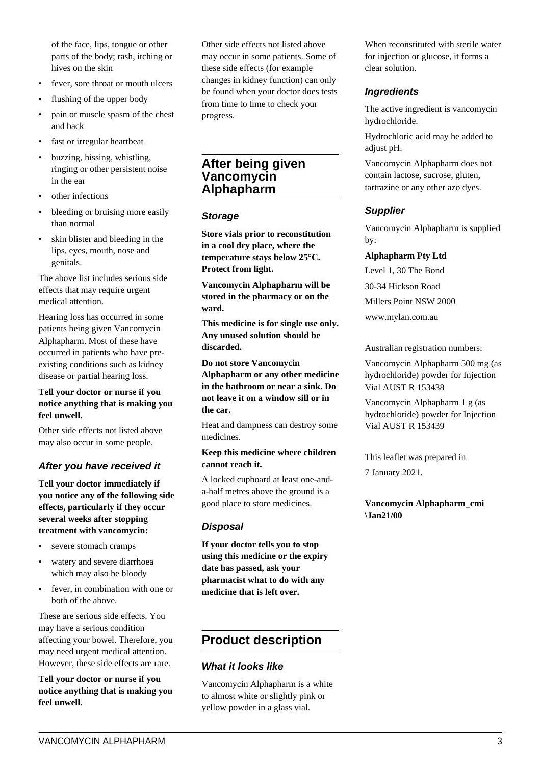of the face, lips, tongue or other parts of the body; rash, itching or hives on the skin

- fever, sore throat or mouth ulcers
- flushing of the upper body
- pain or muscle spasm of the chest and back
- fast or irregular heartbeat
- buzzing, hissing, whistling, ringing or other persistent noise in the ear
- other infections
- bleeding or bruising more easily than normal
- skin blister and bleeding in the lips, eyes, mouth, nose and genitals.

The above list includes serious side effects that may require urgent medical attention.

Hearing loss has occurred in some patients being given Vancomycin Alphapharm. Most of these have occurred in patients who have pre-existing conditions such as kidney disease or partial hearing loss.

**Tell your doctor or nurse if you notice anything that is making you feel unwell.**

Other side effects not listed above may also occur in some people.

### *After you have received it*

**Tell your doctor immediately if you notice any of the following side effects, particularly if they occur several weeks after stopping treatment with vancomycin:**

- severe stomach cramps
- watery and severe diarrhoea which may also be bloody
- fever, in combination with one or both of the above.

These are serious side effects. You may have a serious condition affecting your bowel. Therefore, you may need urgent medical attention. However, these side effects are rare.

**Tell your doctor or nurse if you notice anything that is making you feel unwell.**

Other side effects not listed above may occur in some patients. Some of these side effects (for example changes in kidney function) can only be found when your doctor does tests from time to time to check your progress.

## After being given Vancomycin Alphapharm

### *Storage*

**Store vials prior to reconstitution in a cool dry place, where the temperature stays below 25°C. Protect from light.**

**Vancomycin Alphapharm will be stored in the pharmacy or on the ward.**

**This medicine is for single use only. Any unused solution should be discarded.**

**Do not store Vancomycin Alphapharm or any other medicine in the bathroom or near a sink. Do not leave it on a window sill or in the car.**

Heat and dampness can destroy some medicines.

**Keep this medicine where children cannot reach it.**

A locked cupboard at least one-and-a-half metres above the ground is a good place to store medicines.

### *Disposal*

**If your doctor tells you to stop using this medicine or the expiry date has passed, ask your pharmacist what to do with any medicine that is left over.**

## Product description

### *What it looks like*

Vancomycin Alphapharm is a white to almost white or slightly pink or yellow powder in a glass vial.

When reconstituted with sterile water for injection or glucose, it forms a clear solution.

### *Ingredients*

The active ingredient is vancomycin hydrochloride.

Hydrochloric acid may be added to adjust pH.

Vancomycin Alphapharm does not contain lactose, sucrose, gluten, tartrazine or any other azo dyes.

### *Supplier*

Vancomycin Alphapharm is supplied by:

**Alphapharm Pty Ltd**

Level 1, 30 The Bond

30-34 Hickson Road

Millers Point NSW 2000

www.mylan.com.au

Australian registration numbers:

Vancomycin Alphapharm 500 mg (as hydrochloride) powder for Injection Vial AUST R 153438

Vancomycin Alphapharm 1 g (as hydrochloride) powder for Injection Vial AUST R 153439

This leaflet was prepared in

7 January 2021.

**Vancomycin Alphapharm_cmi \Jan21/00**